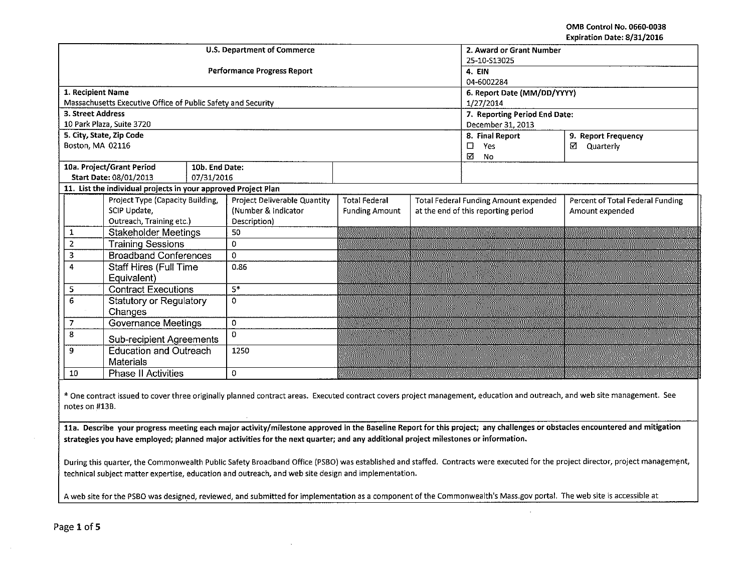OMB Control No. 0660-0038
Expiration Date: 8/31/2016

| U.S. Department of Commerce<br>Performance Progress Report | 2. Award or Grant Number<br>25-10-S13025<br>4. EIN<br>04-6002284 | |
|---|---|---|
| 1. Recipient Name<br>Massachusetts Executive Office of Public Safety and Security | 6. Report Date (MM/DD/YYYY)<br>1/27/2014 | |
| 3. Street Address<br>10 Park Plaza, Suite 3720 | 7. Reporting Period End Date:<br>December 31, 2013 | |
| 5. City, State, Zip Code<br>Boston, MA 02116 | 8. Final Report<br>☐ Yes<br>☑ No | 9. Report Frequency<br>☑ Quarterly |
| 10a. Project/Grant Period<br>Start Date: 08/01/2013 | 10b. End Date:<br>07/31/2016 | |

**11. List the individual projects in your approved Project Plan**

| | Project Type (Capacity Building, SCIP Update, Outreach, Training etc.) | Project Deliverable Quantity (Number & Indicator Description) | Total Federal Funding Amount | Total Federal Funding Amount expended at the end of this reporting period | Percent of Total Federal Funding Amount expended |
|---|---|---|---|---|---|
| 1 | Stakeholder Meetings | 50 | | | |
| 2 | Training Sessions | 0 | | | |
| 3 | Broadband Conferences | 0 | | | |
| 4 | Staff Hires (Full Time Equivalent) | 0.86 | | | |
| 5 | Contract Executions | 5* | | | |
| 6 | Statutory or Regulatory Changes | 0 | | | |
| 7 | Governance Meetings | 0 | | | |
| 8 | Sub-recipient Agreements | 0 | | | |
| 9 | Education and Outreach Materials | 1250 | | | |
| 10 | Phase II Activities | 0 | | | |

* One contract issued to cover three originally planned contract areas. Executed contract covers project management, education and outreach, and web site management. See notes on #13B.

**11a. Describe your progress meeting each major activity/milestone approved in the Baseline Report for this project; any challenges or obstacles encountered and mitigation strategies you have employed; planned major activities for the next quarter; and any additional project milestones or information.**

During this quarter, the Commonwealth Public Safety Broadband Office (PSBO) was established and staffed. Contracts were executed for the project director, project management, technical subject matter expertise, education and outreach, and web site design and implementation.

A web site for the PSBO was designed, reviewed, and submitted for implementation as a component of the Commonwealth's Mass.gov portal. The web site is accessible at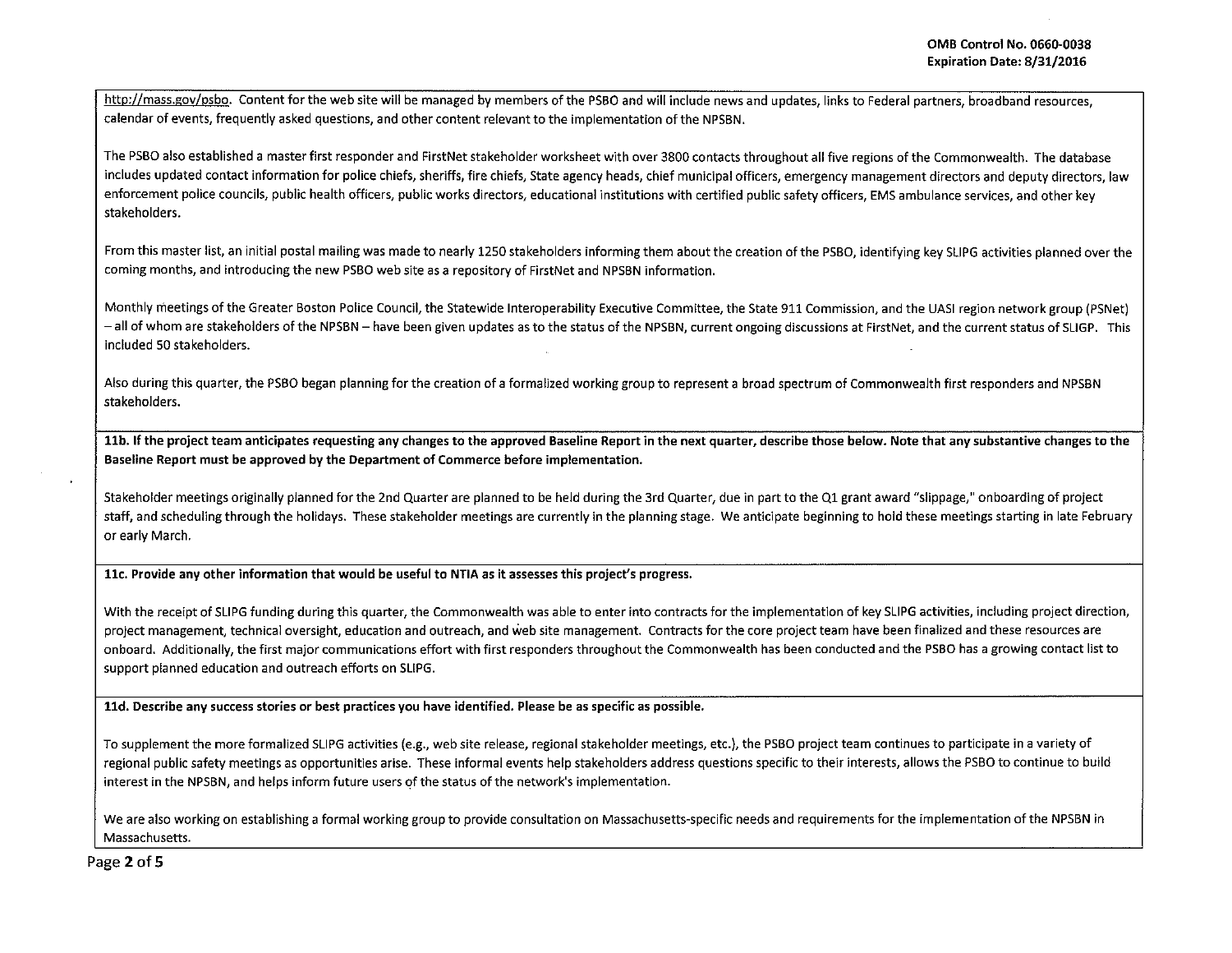http://mass.gov/psbo. Content for the web site will be managed by members of the PSBO and will include news and updates, links to Federal partners, broadband resources, calendar of events, frequently asked questions, and other content relevant to the implementation of the NPSBN.

The PSBO also established a master first responder and FirstNet stakeholder worksheet with over 3800 contacts throughout all five regions of the Commonwealth. The database includes updated contact information for police chiefs, sheriffs, fire chiefs, State agency heads, chief municipal officers, emergency management directors and deputy directors, law enforcement police councils, public health officers, public works directors, educational institutions with certified public safety officers, EMS ambulance services, and other key stakeholders.

From this master list, an initial postal mailing was made to nearly 1250 stakeholders informing them about the creation of the PSBO, identifying key SLIPG activities planned over the coming months, and introducing the new PSBO web site as a repository of FirstNet and NPSBN information.

Monthly meetings of the Greater Boston Police Council, the Statewide Interoperability Executive Committee, the State 911 Commission, and the UASI region network group (PSNet) – all of whom are stakeholders of the NPSBN – have been given updates as to the status of the NPSBN, current ongoing discussions at FirstNet, and the current status of SLIGP. This included 50 stakeholders.

Also during this quarter, the PSBO began planning for the creation of a formalized working group to represent a broad spectrum of Commonwealth first responders and NPSBN stakeholders.

**11b. If the project team anticipates requesting any changes to the approved Baseline Report in the next quarter, describe those below. Note that any substantive changes to the Baseline Report must be approved by the Department of Commerce before implementation.**

Stakeholder meetings originally planned for the 2nd Quarter are planned to be held during the 3rd Quarter, due in part to the Q1 grant award "slippage," onboarding of project staff, and scheduling through the holidays. These stakeholder meetings are currently in the planning stage. We anticipate beginning to hold these meetings starting in late February or early March.

**11c. Provide any other information that would be useful to NTIA as it assesses this project's progress.**

With the receipt of SLIPG funding during this quarter, the Commonwealth was able to enter into contracts for the implementation of key SLIPG activities, including project direction, project management, technical oversight, education and outreach, and web site management. Contracts for the core project team have been finalized and these resources are onboard. Additionally, the first major communications effort with first responders throughout the Commonwealth has been conducted and the PSBO has a growing contact list to support planned education and outreach efforts on SLIPG.

**11d. Describe any success stories or best practices you have identified. Please be as specific as possible.**

To supplement the more formalized SLIPG activities (e.g., web site release, regional stakeholder meetings, etc.), the PSBO project team continues to participate in a variety of regional public safety meetings as opportunities arise. These informal events help stakeholders address questions specific to their interests, allows the PSBO to continue to build interest in the NPSBN, and helps inform future users of the status of the network's implementation.

We are also working on establishing a formal working group to provide consultation on Massachusetts-specific needs and requirements for the implementation of the NPSBN in Massachusetts.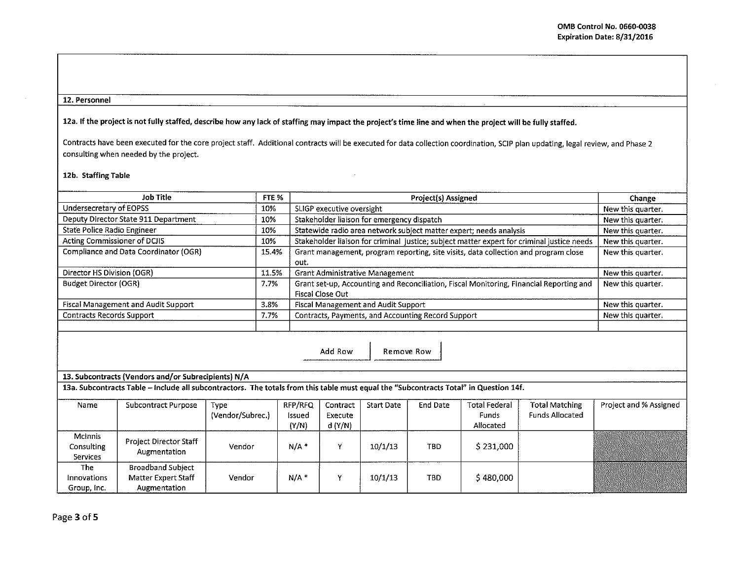## 12. Personnel

**12a. If the project is not fully staffed, describe how any lack of staffing may impact the project's time line and when the project will be fully staffed.**

Contracts have been executed for the core project staff. Additional contracts will be executed for data collection coordination, SCIP plan updating, legal review, and Phase 2 consulting when needed by the project.

**12b. Staffing Table**

| Job Title | FTE % | Project(s) Assigned | Change |
|---|---|---|---|
| Undersecretary of EOPSS | 10% | SLIGP executive oversight | New this quarter. |
| Deputy Director State 911 Department | 10% | Stakeholder liaison for emergency dispatch | New this quarter. |
| State Police Radio Engineer | 10% | Statewide radio area network subject matter expert; needs analysis | New this quarter. |
| Acting Commissioner of DCJIS | 10% | Stakeholder liaison for criminal justice; subject matter expert for criminal justice needs | New this quarter. |
| Compliance and Data Coordinator (OGR) | 15.4% | Grant management, program reporting, site visits, data collection and program close out. | New this quarter. |
| Director HS Division (OGR) | 11.5% | Grant Administrative Management | New this quarter. |
| Budget Director (OGR) | 7.7% | Grant set-up, Accounting and Reconciliation, Fiscal Monitoring, Financial Reporting and Fiscal Close Out | New this quarter. |
| Fiscal Management and Audit Support | 3.8% | Fiscal Management and Audit Support | New this quarter. |
| Contracts Records Support | 7.7% | Contracts, Payments, and Accounting Record Support | New this quarter. |
| | | | |

Add Row | Remove Row

## 13. Subcontracts (Vendors and/or Subrecipients) N/A

**13a. Subcontracts Table – Include all subcontractors. The totals from this table must equal the "Subcontracts Total" in Question 14f.**

| Name | Subcontract Purpose | Type (Vendor/Subrec.) | RFP/RFQ Issued (Y/N) | Contract Executed (Y/N) | Start Date | End Date | Total Federal Funds Allocated | Total Matching Funds Allocated | Project and % Assigned |
|---|---|---|---|---|---|---|---|---|---|
| McInnis Consulting Services | Project Director Staff Augmentation | Vendor | N/A * | Y | 10/1/13 | TBD | $ 231,000 | | |
| The Innovations Group, Inc. | Broadband Subject Matter Expert Staff Augmentation | Vendor | N/A * | Y | 10/1/13 | TBD | $ 480,000 | | |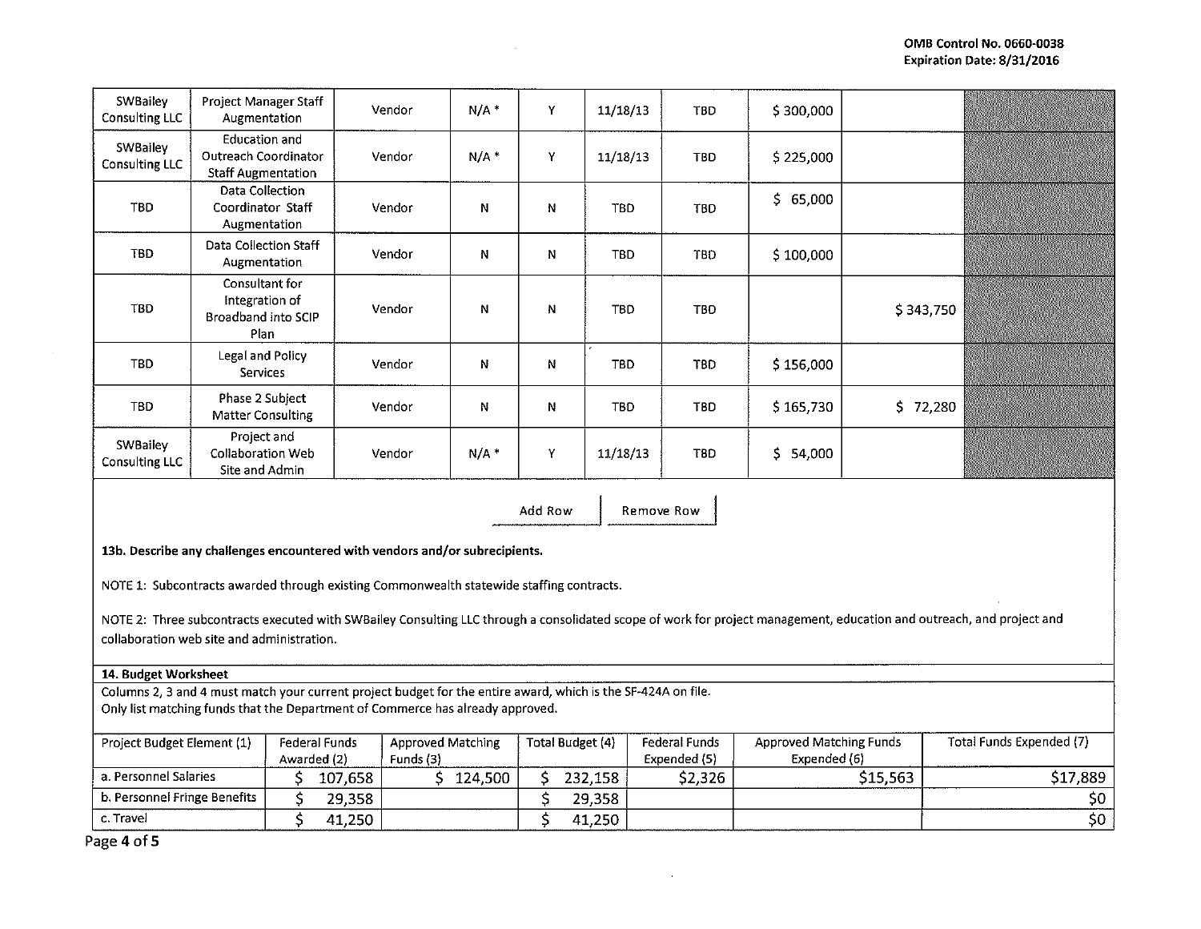| | | | | | | | | | |
|---|---|---|---|---|---|---|---|---|---|
| SWBailey Consulting LLC | Project Manager Staff Augmentation | Vendor | N/A * | Y | 11/18/13 | TBD | $ 300,000 | | |
| SWBailey Consulting LLC | Education and Outreach Coordinator Staff Augmentation | Vendor | N/A * | Y | 11/18/13 | TBD | $ 225,000 | | |
| TBD | Data Collection Coordinator Staff Augmentation | Vendor | N | N | TBD | TBD | $ 65,000 | | |
| TBD | Data Collection Staff Augmentation | Vendor | N | N | TBD | TBD | $ 100,000 | | |
| TBD | Consultant for Integration of Broadband into SCIP Plan | Vendor | N | N | TBD | TBD | | $ 343,750 | |
| TBD | Legal and Policy Services | Vendor | N | N | TBD | TBD | $ 156,000 | | |
| TBD | Phase 2 Subject Matter Consulting | Vendor | N | N | TBD | TBD | $ 165,730 | $ 72,280 | |
| SWBailey Consulting LLC | Project and Collaboration Web Site and Admin | Vendor | N/A * | Y | 11/18/13 | TBD | $ 54,000 | | |

Add Row | Remove Row

**13b. Describe any challenges encountered with vendors and/or subrecipients.**

NOTE 1: Subcontracts awarded through existing Commonwealth statewide staffing contracts.

NOTE 2: Three subcontracts executed with SWBailey Consulting LLC through a consolidated scope of work for project management, education and outreach, and project and collaboration web site and administration.

**14. Budget Worksheet**

Columns 2, 3 and 4 must match your current project budget for the entire award, which is the SF-424A on file.
Only list matching funds that the Department of Commerce has already approved.

| Project Budget Element (1) | Federal Funds Awarded (2) | Approved Matching Funds (3) | Total Budget (4) | Federal Funds Expended (5) | Approved Matching Funds Expended (6) | Total Funds Expended (7) |
|---|---|---|---|---|---|---|
| a. Personnel Salaries | $ 107,658 | $ 124,500 | $ 232,158 | $2,326 | $15,563 | $17,889 |
| b. Personnel Fringe Benefits | $ 29,358 | | $ 29,358 | | | $0 |
| c. Travel | $ 41,250 | | $ 41,250 | | | $0 |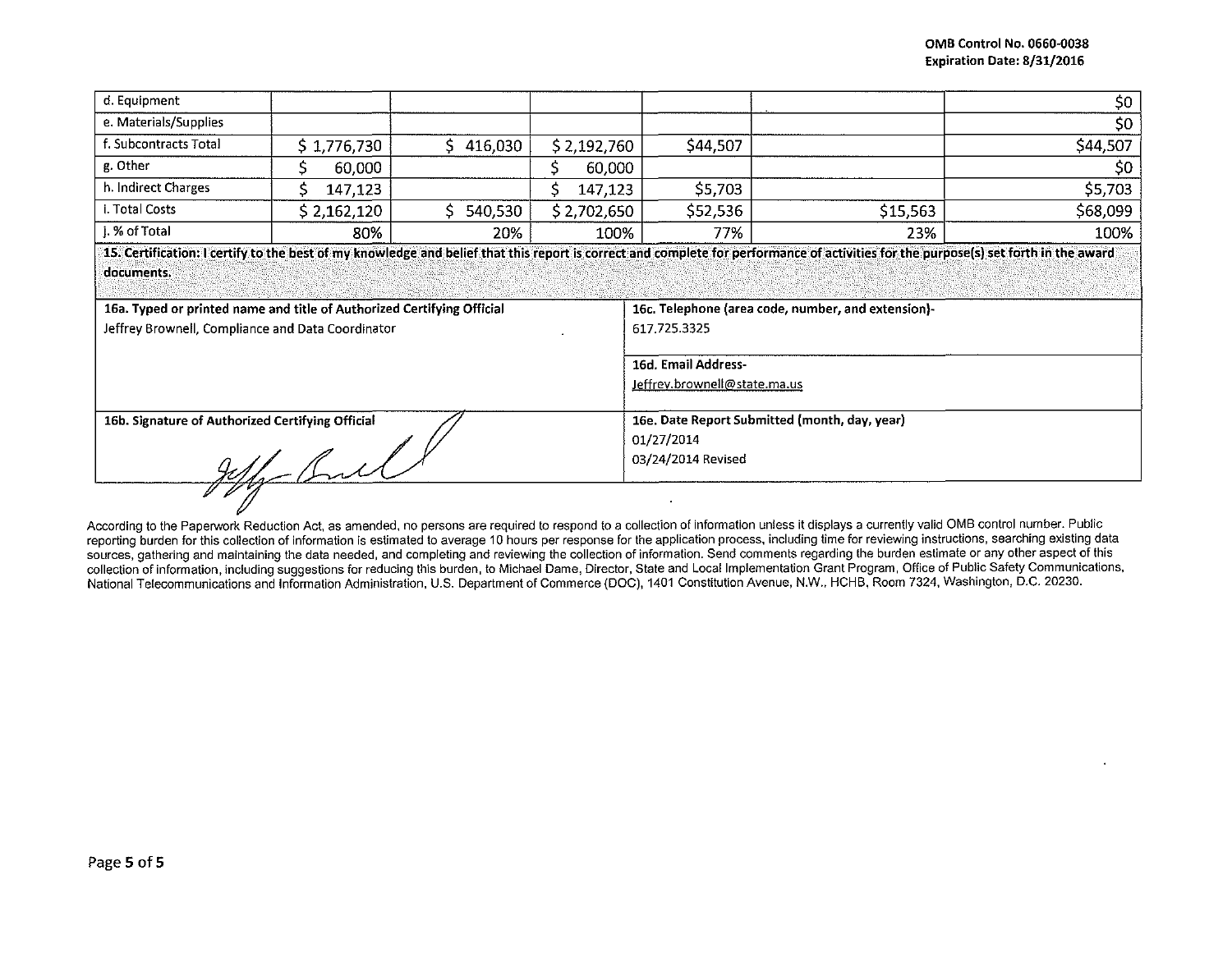| | | | | | | |
|---|---|---|---|---|---|---|
| d. Equipment | | | | | | $0 |
| e. Materials/Supplies | | | | | | $0 |
| f. Subcontracts Total | $ 1,776,730 | $ 416,030 | $ 2,192,760 | $44,507 | | $44,507 |
| g. Other | $ 60,000 | | $ 60,000 | | | $0 |
| h. Indirect Charges | $ 147,123 | | $ 147,123 | $5,703 | | $5,703 |
| i. Total Costs | $ 2,162,120 | $ 540,530 | $ 2,702,650 | $52,536 | $15,563 | $68,099 |
| j. % of Total | 80% | 20% | 100% | 77% | 23% | 100% |

**15. Certification: I certify to the best of my knowledge and belief that this report is correct and complete for performance of activities for the purpose(s) set forth in the award documents.**

| | |
|---|---|
| **16a. Typed or printed name and title of Authorized Certifying Official** Jeffrey Brownell, Compliance and Data Coordinator | **16c. Telephone (area code, number, and extension)-** 617.725.3325 |
| | **16d. Email Address-** Jeffrey.brownell@state.ma.us |
| **16b. Signature of Authorized Certifying Official** | **16e. Date Report Submitted (month, day, year)** 01/27/2014 03/24/2014 Revised |

According to the Paperwork Reduction Act, as amended, no persons are required to respond to a collection of information unless it displays a currently valid OMB control number. Public reporting burden for this collection of information is estimated to average 10 hours per response for the application process, including time for reviewing instructions, searching existing data sources, gathering and maintaining the data needed, and completing and reviewing the collection of information. Send comments regarding the burden estimate or any other aspect of this collection of information, including suggestions for reducing this burden, to Michael Dame, Director, State and Local Implementation Grant Program, Office of Public Safety Communications, National Telecommunications and Information Administration, U.S. Department of Commerce (DOC), 1401 Constitution Avenue, N.W., HCHB, Room 7324, Washington, D.C. 20230.